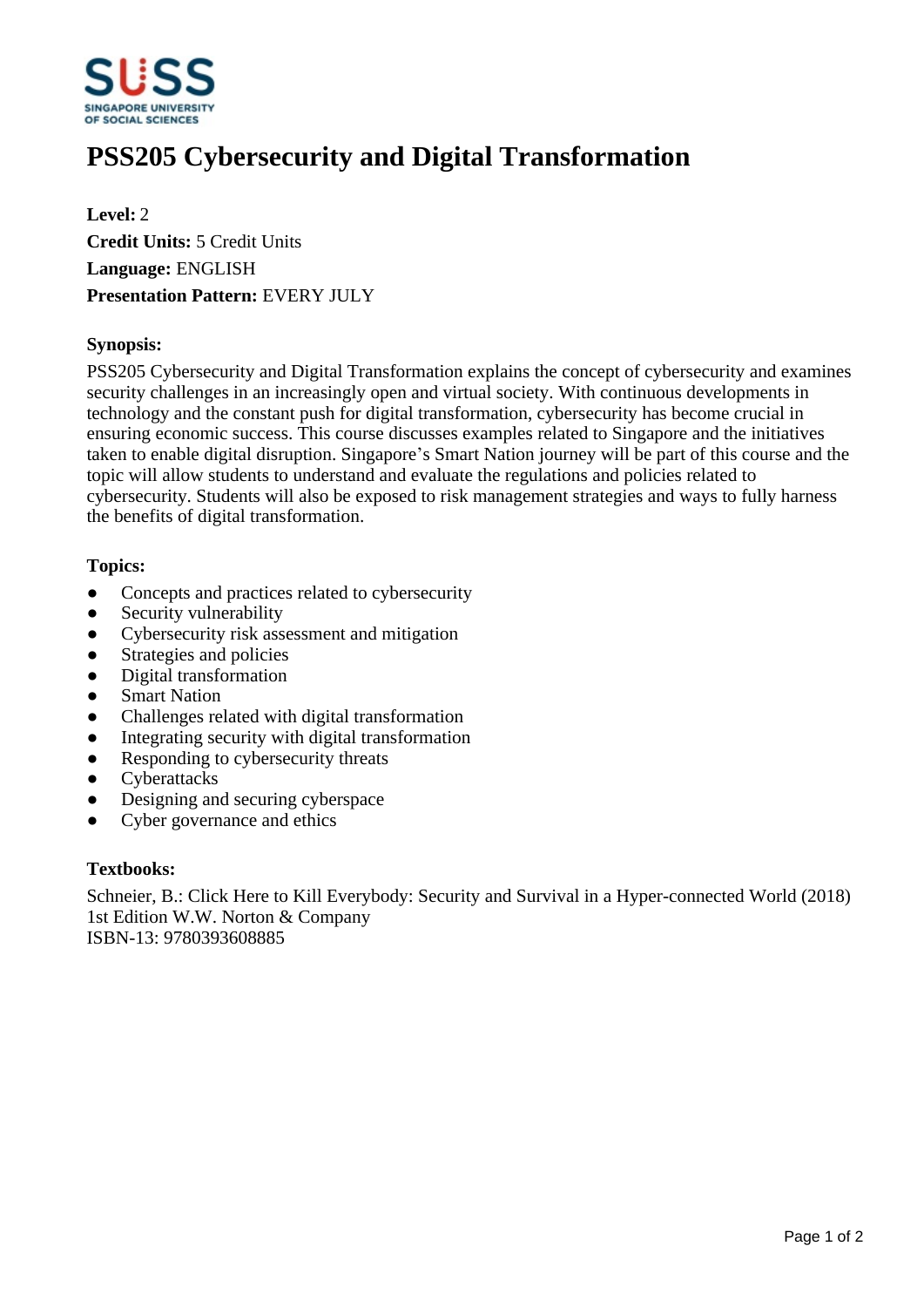# PSS205 Cybersecurity and Digital Transformation

**Level:** 2
**Credit Units:** 5 Credit Units
**Language:** ENGLISH
**Presentation Pattern:** EVERY JULY

**Synopsis:**

PSS205 Cybersecurity and Digital Transformation explains the concept of cybersecurity and examines security challenges in an increasingly open and virtual society. With continuous developments in technology and the constant push for digital transformation, cybersecurity has become crucial in ensuring economic success. This course discusses examples related to Singapore and the initiatives taken to enable digital disruption. Singapore's Smart Nation journey will be part of this course and the topic will allow students to understand and evaluate the regulations and policies related to cybersecurity. Students will also be exposed to risk management strategies and ways to fully harness the benefits of digital transformation.

**Topics:**

- Concepts and practices related to cybersecurity
- Security vulnerability
- Cybersecurity risk assessment and mitigation
- Strategies and policies
- Digital transformation
- Smart Nation
- Challenges related with digital transformation
- Integrating security with digital transformation
- Responding to cybersecurity threats
- Cyberattacks
- Designing and securing cyberspace
- Cyber governance and ethics

**Textbooks:**

Schneier, B.: Click Here to Kill Everybody: Security and Survival in a Hyper-connected World (2018) 1st Edition W.W. Norton & Company
ISBN-13: 9780393608885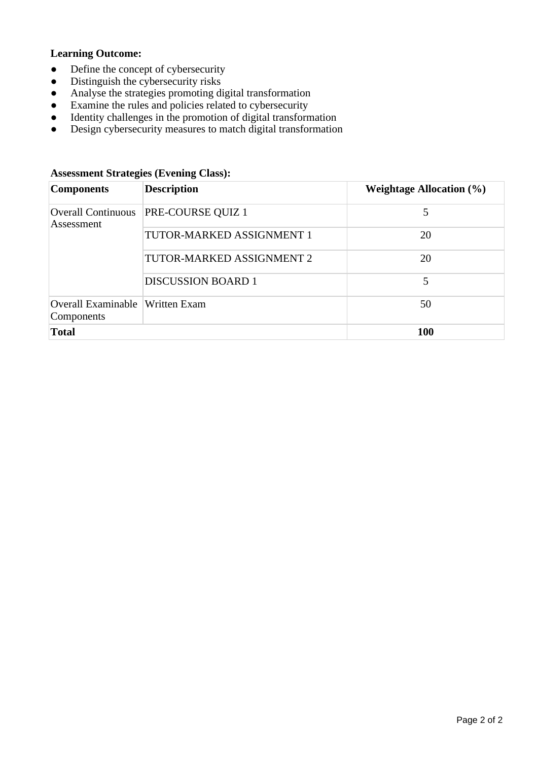**Learning Outcome:**

- Define the concept of cybersecurity
- Distinguish the cybersecurity risks
- Analyse the strategies promoting digital transformation
- Examine the rules and policies related to cybersecurity
- Identity challenges in the promotion of digital transformation
- Design cybersecurity measures to match digital transformation

**Assessment Strategies (Evening Class):**

| Components | Description | Weightage Allocation (%) |
|---|---|---|
| Overall Continuous Assessment | PRE-COURSE QUIZ 1 | 5 |
| | TUTOR-MARKED ASSIGNMENT 1 | 20 |
| | TUTOR-MARKED ASSIGNMENT 2 | 20 |
| | DISCUSSION BOARD 1 | 5 |
| Overall Examinable Components | Written Exam | 50 |
| **Total** | | **100** |